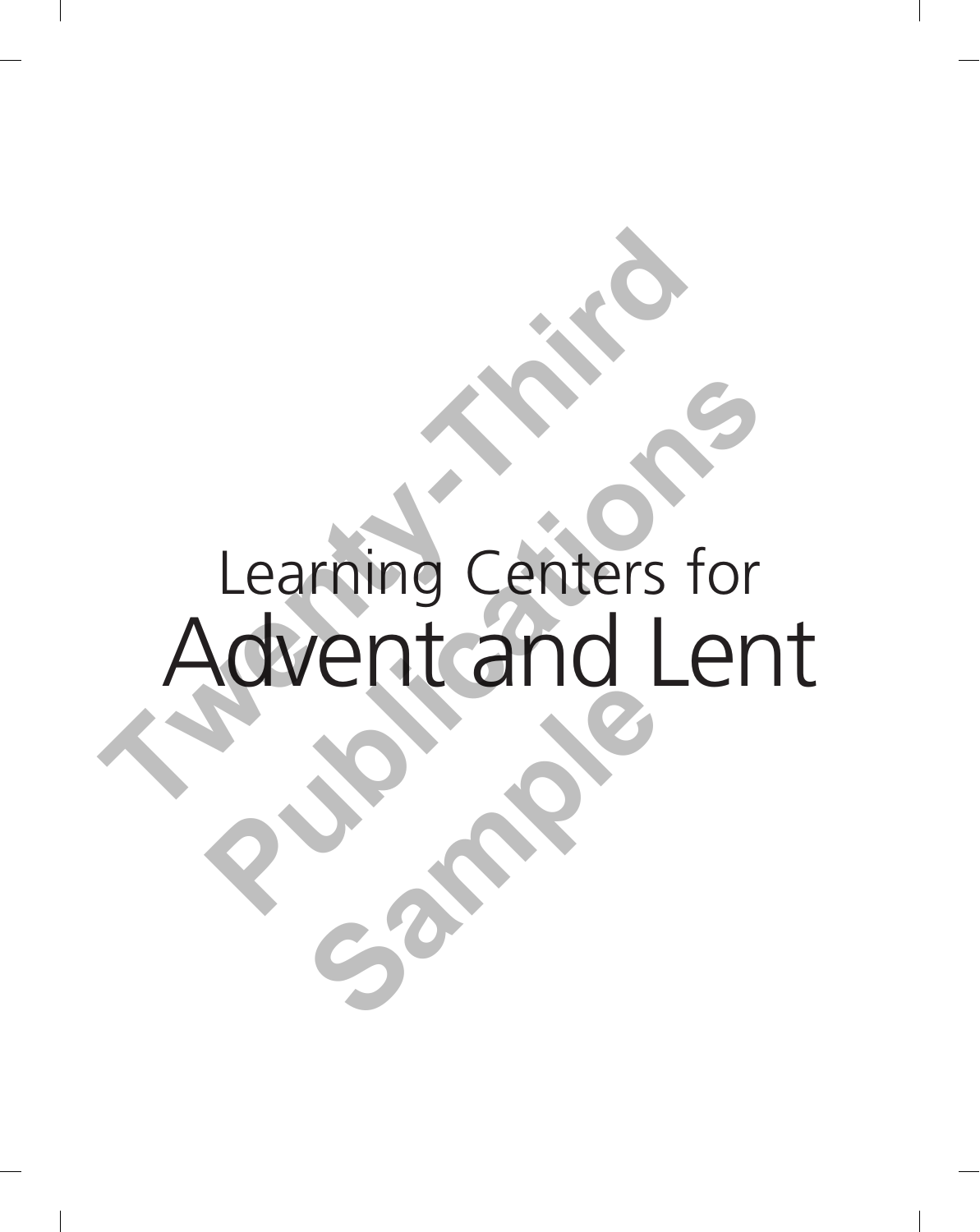# Learning Centers for
# Advent and Lent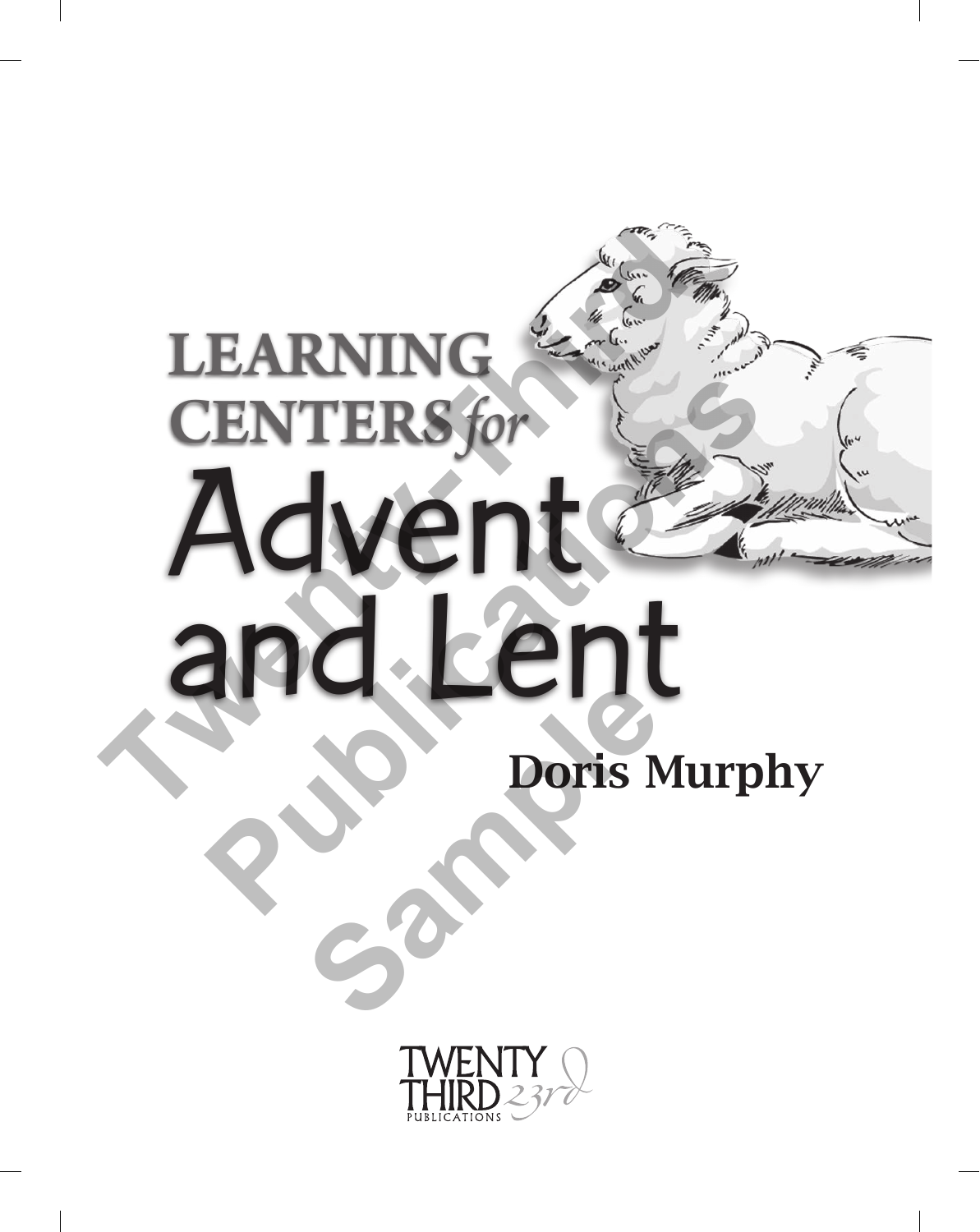# LEARNING CENTERS *for* Advent and Lent

## Doris Murphy

TWENTY THIRD 23rd PUBLICATIONS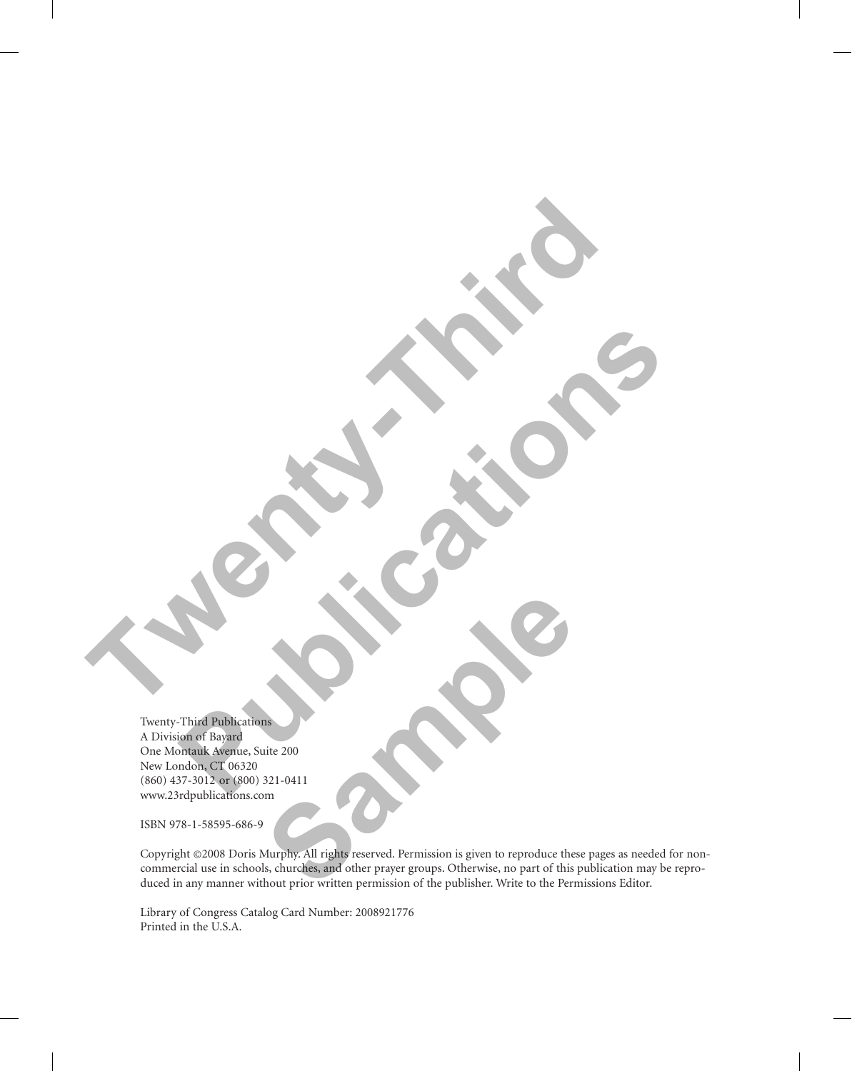Twenty-Third Publications
A Division of Bayard
One Montauk Avenue, Suite 200
New London, CT 06320
(860) 437-3012 or (800) 321-0411
www.23rdpublications.com

ISBN 978-1-58595-686-9

Copyright ©2008 Doris Murphy. All rights reserved. Permission is given to reproduce these pages as needed for non-commercial use in schools, churches, and other prayer groups. Otherwise, no part of this publication may be reproduced in any manner without prior written permission of the publisher. Write to the Permissions Editor.

Library of Congress Catalog Card Number: 2008921776
Printed in the U.S.A.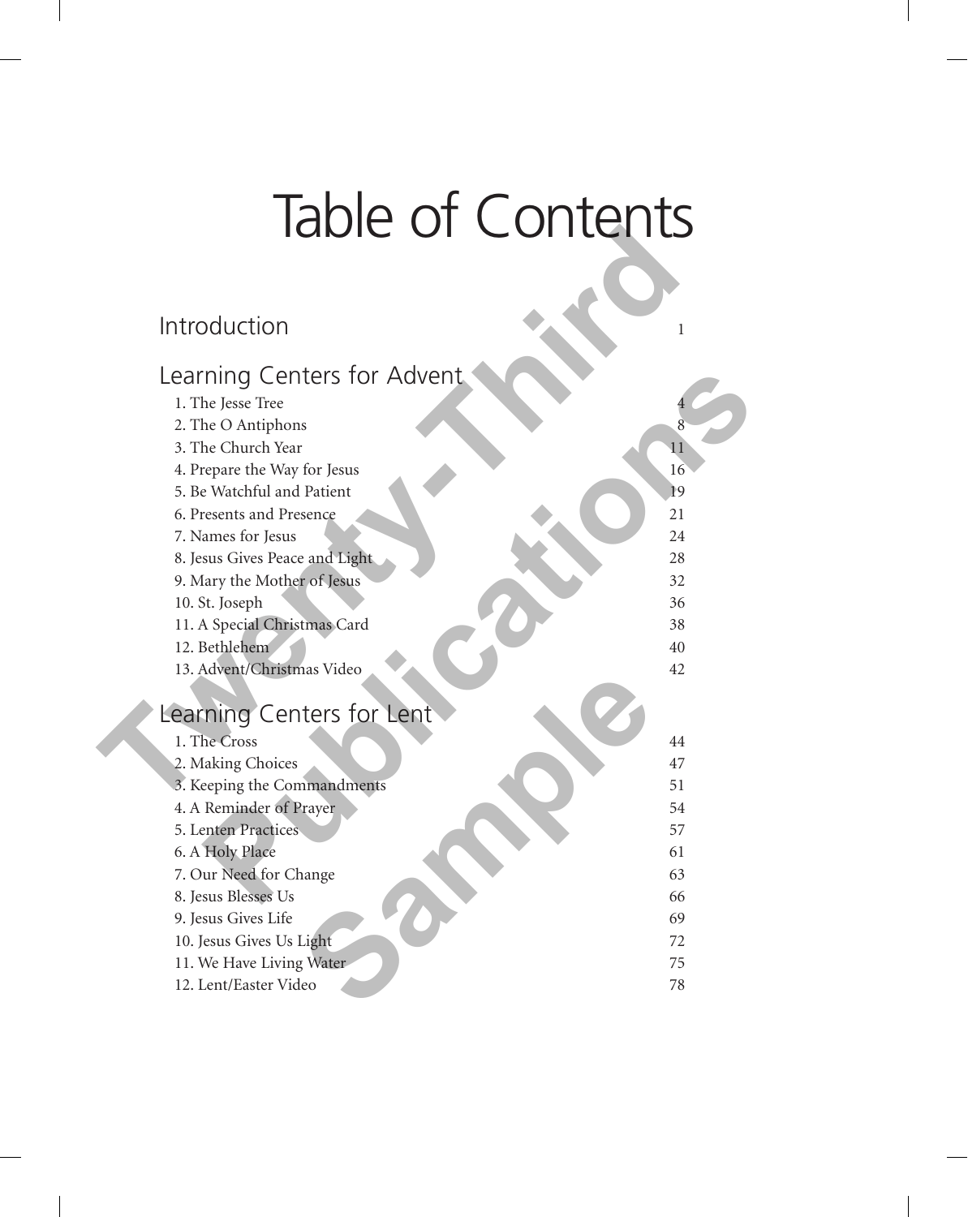# Table of Contents

## Introduction 1

## Learning Centers for Advent

1. The Jesse Tree 4
2. The O Antiphons 8
3. The Church Year 11
4. Prepare the Way for Jesus 16
5. Be Watchful and Patient 19
6. Presents and Presence 21
7. Names for Jesus 24
8. Jesus Gives Peace and Light 28
9. Mary the Mother of Jesus 32
10. St. Joseph 36
11. A Special Christmas Card 38
12. Bethlehem 40
13. Advent/Christmas Video 42

## Learning Centers for Lent

1. The Cross 44
2. Making Choices 47
3. Keeping the Commandments 51
4. A Reminder of Prayer 54
5. Lenten Practices 57
6. A Holy Place 61
7. Our Need for Change 63
8. Jesus Blesses Us 66
9. Jesus Gives Life 69
10. Jesus Gives Us Light 72
11. We Have Living Water 75
12. Lent/Easter Video 78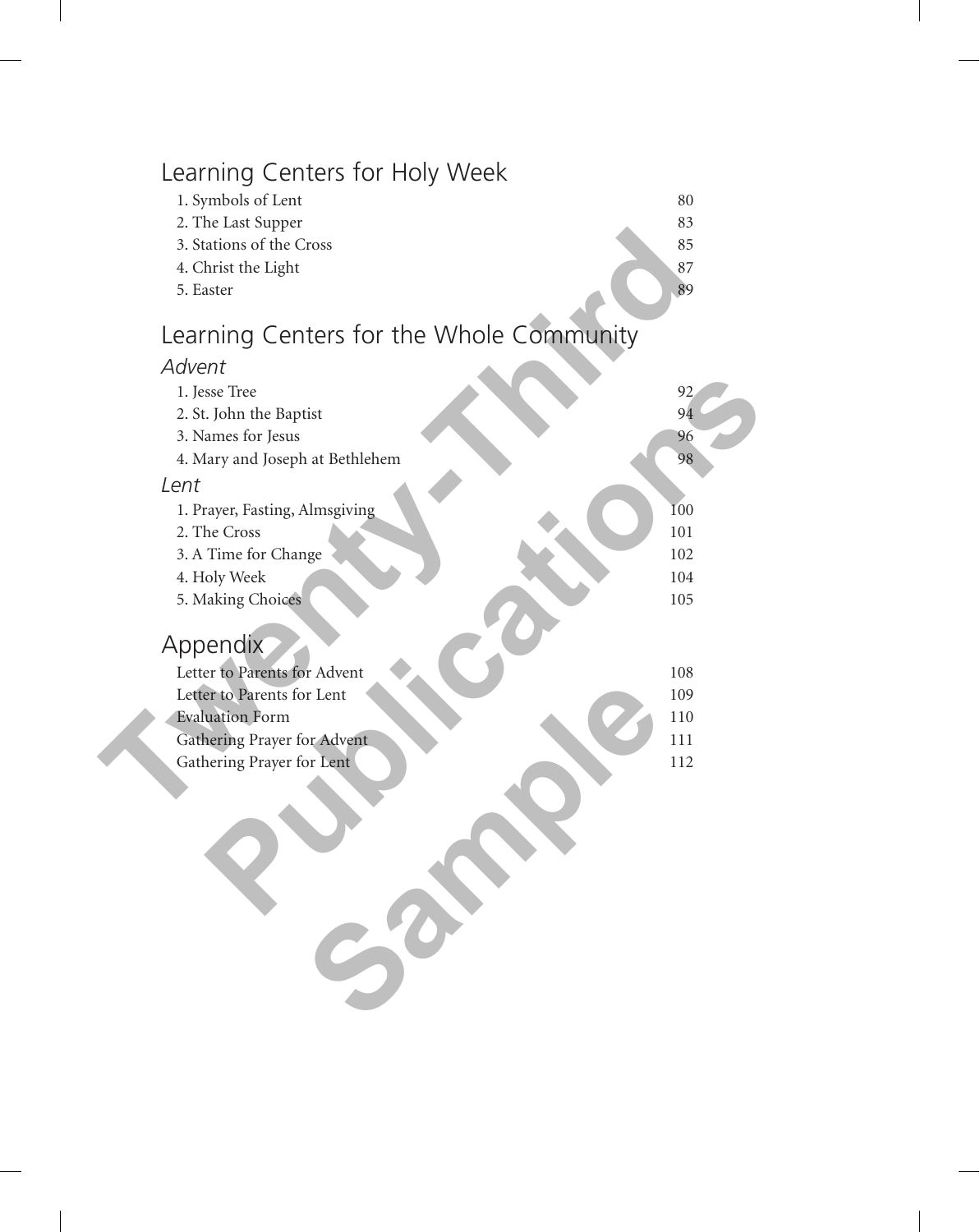## Learning Centers for Holy Week

| | |
|---|---|
| 1. Symbols of Lent | 80 |
| 2. The Last Supper | 83 |
| 3. Stations of the Cross | 85 |
| 4. Christ the Light | 87 |
| 5. Easter | 89 |

## Learning Centers for the Whole Community

### *Advent*

| | |
|---|---|
| 1. Jesse Tree | 92 |
| 2. St. John the Baptist | 94 |
| 3. Names for Jesus | 96 |
| 4. Mary and Joseph at Bethlehem | 98 |

### *Lent*

| | |
|---|---|
| 1. Prayer, Fasting, Almsgiving | 100 |
| 2. The Cross | 101 |
| 3. A Time for Change | 102 |
| 4. Holy Week | 104 |
| 5. Making Choices | 105 |

## Appendix

| | |
|---|---|
| Letter to Parents for Advent | 108 |
| Letter to Parents for Lent | 109 |
| Evaluation Form | 110 |
| Gathering Prayer for Advent | 111 |
| Gathering Prayer for Lent | 112 |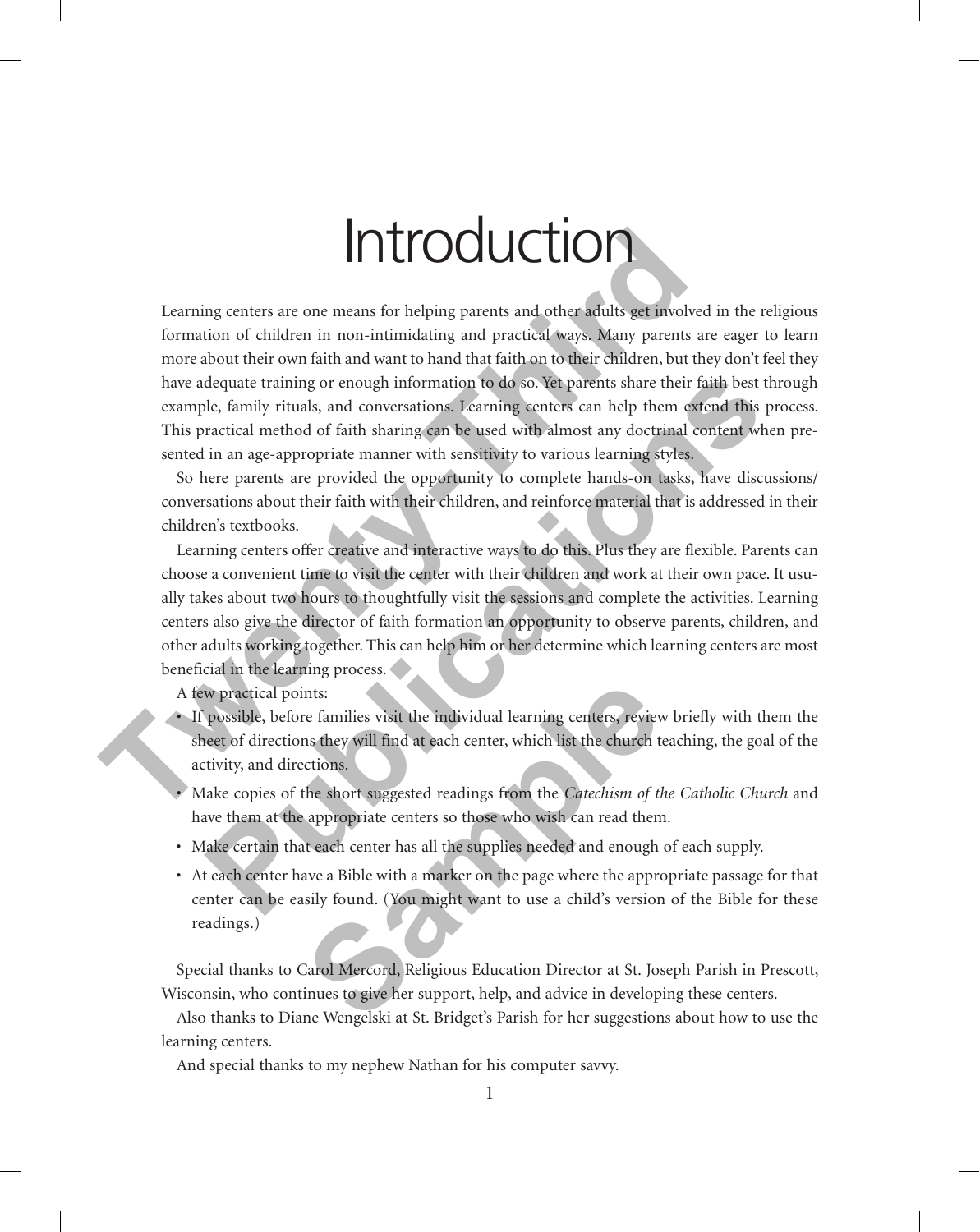# Introduction

Learning centers are one means for helping parents and other adults get involved in the religious formation of children in non-intimidating and practical ways. Many parents are eager to learn more about their own faith and want to hand that faith on to their children, but they don't feel they have adequate training or enough information to do so. Yet parents share their faith best through example, family rituals, and conversations. Learning centers can help them extend this process. This practical method of faith sharing can be used with almost any doctrinal content when presented in an age-appropriate manner with sensitivity to various learning styles.

So here parents are provided the opportunity to complete hands-on tasks, have discussions/conversations about their faith with their children, and reinforce material that is addressed in their children's textbooks.

Learning centers offer creative and interactive ways to do this. Plus they are flexible. Parents can choose a convenient time to visit the center with their children and work at their own pace. It usually takes about two hours to thoughtfully visit the sessions and complete the activities. Learning centers also give the director of faith formation an opportunity to observe parents, children, and other adults working together. This can help him or her determine which learning centers are most beneficial in the learning process.

A few practical points:

- If possible, before families visit the individual learning centers, review briefly with them the sheet of directions they will find at each center, which list the church teaching, the goal of the activity, and directions.
- Make copies of the short suggested readings from the *Catechism of the Catholic Church* and have them at the appropriate centers so those who wish can read them.
- Make certain that each center has all the supplies needed and enough of each supply.
- At each center have a Bible with a marker on the page where the appropriate passage for that center can be easily found. (You might want to use a child's version of the Bible for these readings.)

Special thanks to Carol Mercord, Religious Education Director at St. Joseph Parish in Prescott, Wisconsin, who continues to give her support, help, and advice in developing these centers.

Also thanks to Diane Wengelski at St. Bridget's Parish for her suggestions about how to use the learning centers.

And special thanks to my nephew Nathan for his computer savvy.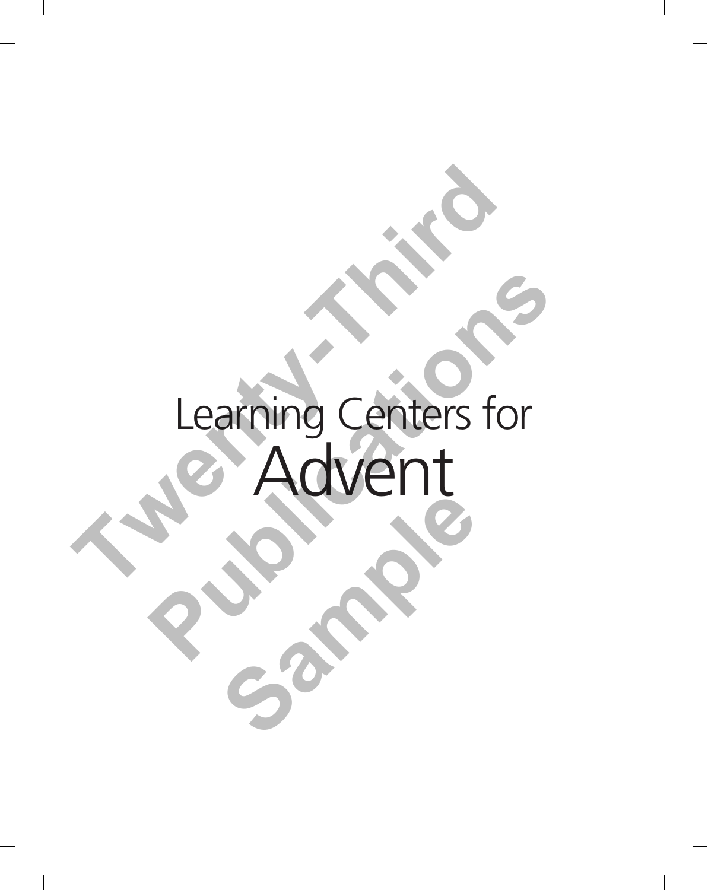# Learning Centers for Advent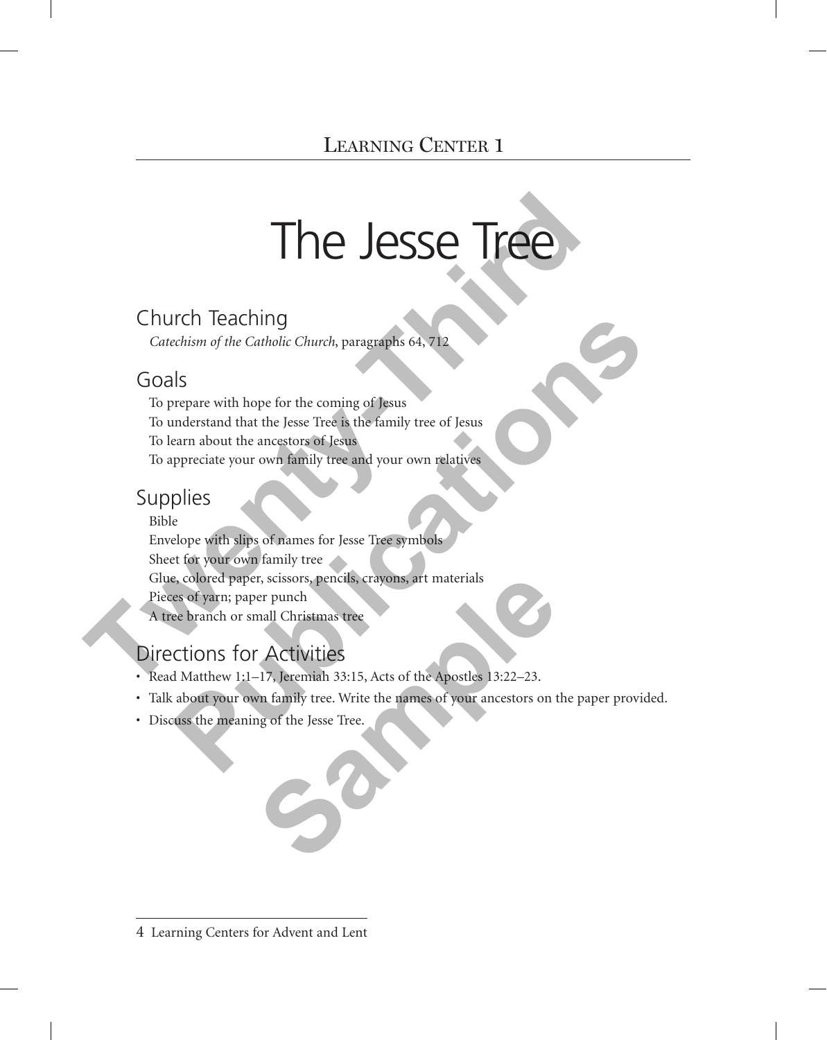LEARNING CENTER 1

# The Jesse Tree

## Church Teaching

*Catechism of the Catholic Church*, paragraphs 64, 712

## Goals

To prepare with hope for the coming of Jesus
To understand that the Jesse Tree is the family tree of Jesus
To learn about the ancestors of Jesus
To appreciate your own family tree and your own relatives

## Supplies

Bible
Envelope with slips of names for Jesse Tree symbols
Sheet for your own family tree
Glue, colored paper, scissors, pencils, crayons, art materials
Pieces of yarn; paper punch
A tree branch or small Christmas tree

## Directions for Activities

- Read Matthew 1:1–17, Jeremiah 33:15, Acts of the Apostles 13:22–23.
- Talk about your own family tree. Write the names of your ancestors on the paper provided.
- Discuss the meaning of the Jesse Tree.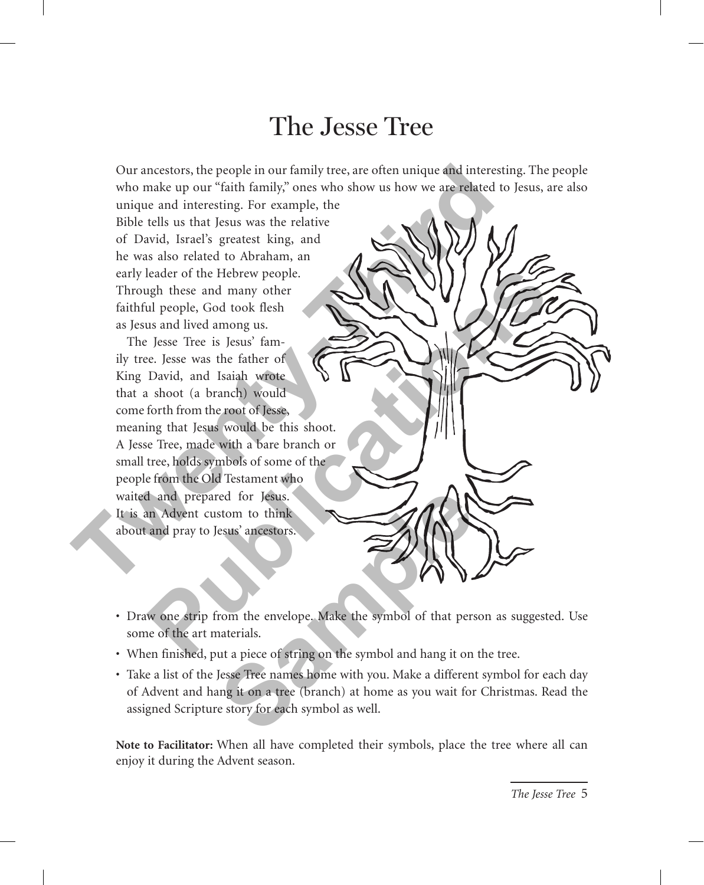# The Jesse Tree

Our ancestors, the people in our family tree, are often unique and interesting. The people who make up our "faith family," ones who show us how we are related to Jesus, are also unique and interesting. For example, the Bible tells us that Jesus was the relative of David, Israel's greatest king, and he was also related to Abraham, an early leader of the Hebrew people. Through these and many other faithful people, God took flesh as Jesus and lived among us.

The Jesse Tree is Jesus' family tree. Jesse was the father of King David, and Isaiah wrote that a shoot (a branch) would come forth from the root of Jesse, meaning that Jesus would be this shoot. A Jesse Tree, made with a bare branch or small tree, holds symbols of some of the people from the Old Testament who waited and prepared for Jesus. It is an Advent custom to think about and pray to Jesus' ancestors.

- Draw one strip from the envelope. Make the symbol of that person as suggested. Use some of the art materials.
- When finished, put a piece of string on the symbol and hang it on the tree.
- Take a list of the Jesse Tree names home with you. Make a different symbol for each day of Advent and hang it on a tree (branch) at home as you wait for Christmas. Read the assigned Scripture story for each symbol as well.

**Note to Facilitator:** When all have completed their symbols, place the tree where all can enjoy it during the Advent season.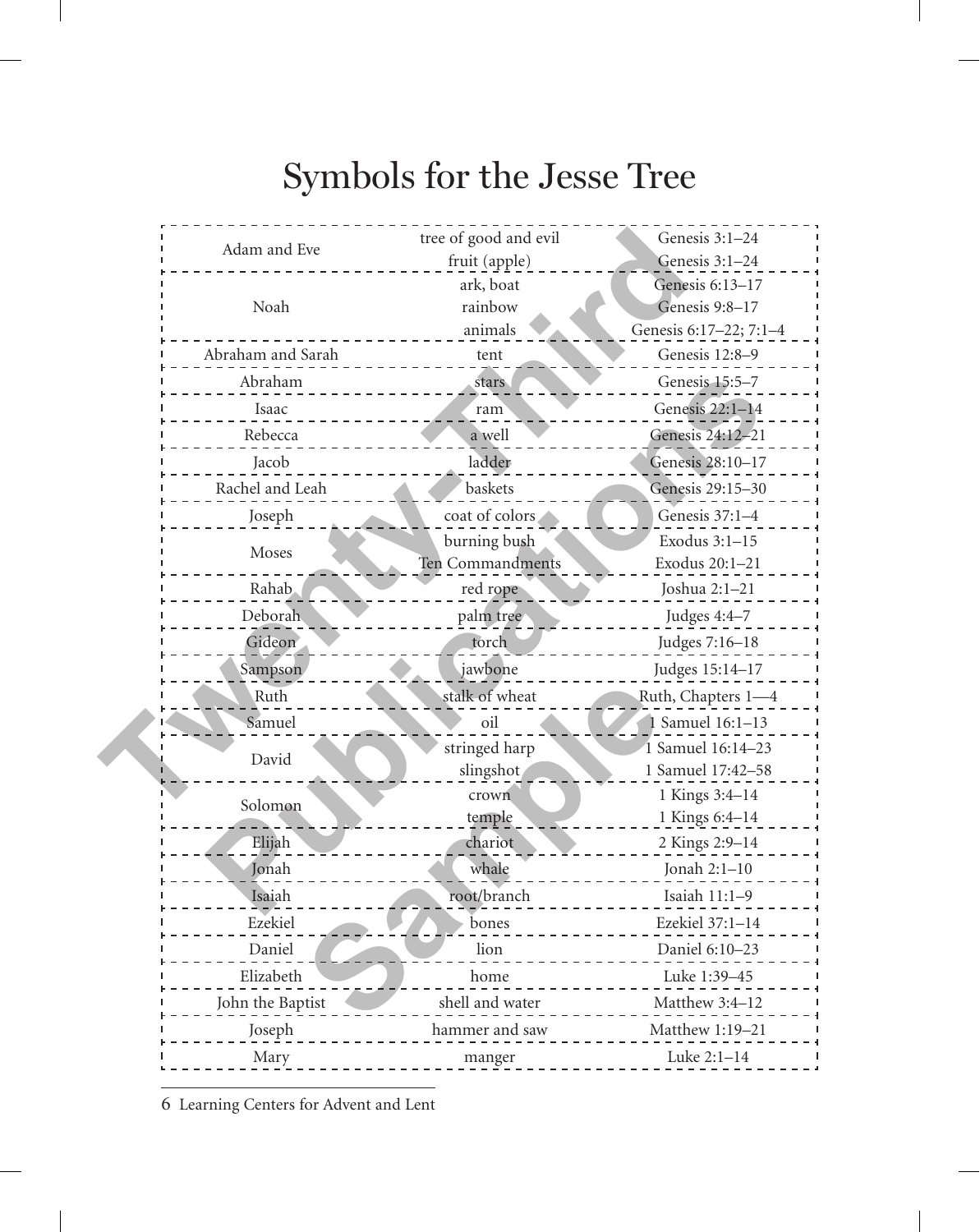# Symbols for the Jesse Tree

| | | |
|---|---|---|
| Adam and Eve | tree of good and evil | Genesis 3:1–24 |
| | fruit (apple) | Genesis 3:1–24 |
| Noah | ark, boat | Genesis 6:13–17 |
| | rainbow | Genesis 9:8–17 |
| | animals | Genesis 6:17–22; 7:1–4 |
| Abraham and Sarah | tent | Genesis 12:8–9 |
| Abraham | stars | Genesis 15:5–7 |
| Isaac | ram | Genesis 22:1–14 |
| Rebecca | a well | Genesis 24:12–21 |
| Jacob | ladder | Genesis 28:10–17 |
| Rachel and Leah | baskets | Genesis 29:15–30 |
| Joseph | coat of colors | Genesis 37:1–4 |
| Moses | burning bush | Exodus 3:1–15 |
| | Ten Commandments | Exodus 20:1–21 |
| Rahab | red rope | Joshua 2:1–21 |
| Deborah | palm tree | Judges 4:4–7 |
| Gideon | torch | Judges 7:16–18 |
| Sampson | jawbone | Judges 15:14–17 |
| Ruth | stalk of wheat | Ruth, Chapters 1—4 |
| Samuel | oil | 1 Samuel 16:1–13 |
| David | stringed harp | 1 Samuel 16:14–23 |
| | slingshot | 1 Samuel 17:42–58 |
| Solomon | crown | 1 Kings 3:4–14 |
| | temple | 1 Kings 6:4–14 |
| Elijah | chariot | 2 Kings 2:9–14 |
| Jonah | whale | Jonah 2:1–10 |
| Isaiah | root/branch | Isaiah 11:1–9 |
| Ezekiel | bones | Ezekiel 37:1–14 |
| Daniel | lion | Daniel 6:10–23 |
| Elizabeth | home | Luke 1:39–45 |
| John the Baptist | shell and water | Matthew 3:4–12 |
| Joseph | hammer and saw | Matthew 1:19–21 |
| Mary | manger | Luke 2:1–14 |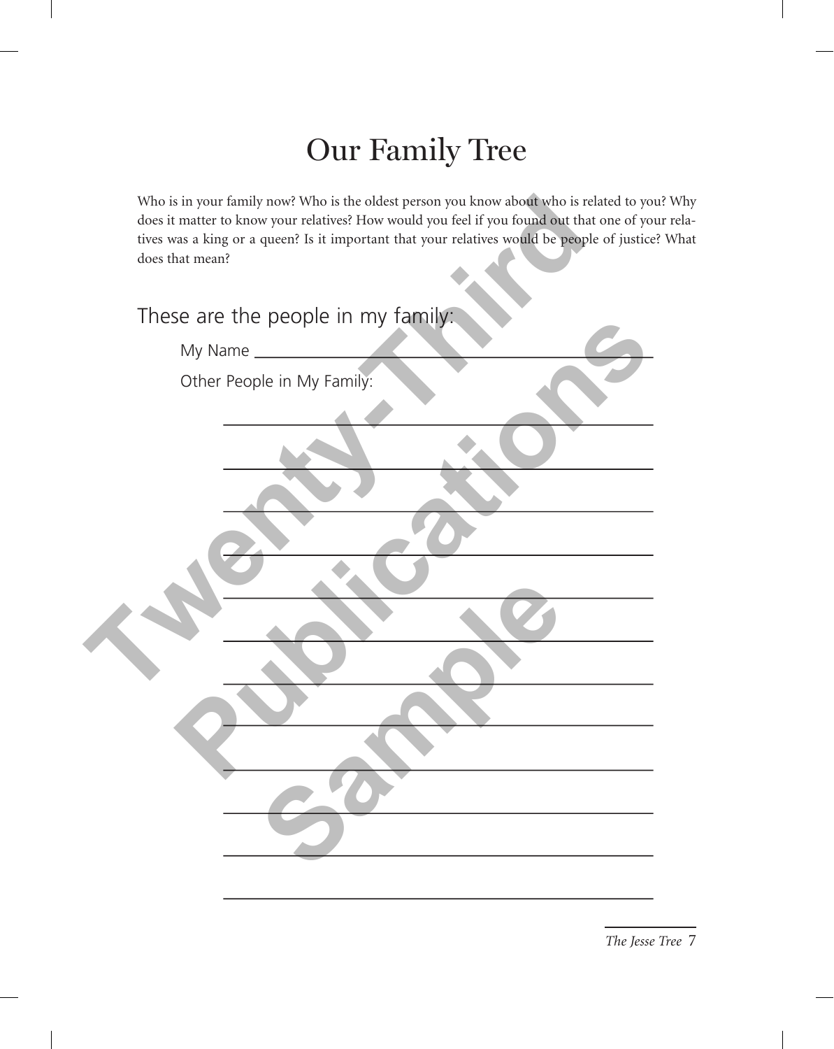# Our Family Tree

Who is in your family now? Who is the oldest person you know about who is related to you? Why does it matter to know your relatives? How would you feel if you found out that one of your relatives was a king or a queen? Is it important that your relatives would be people of justice? What does that mean?

## These are the people in my family:

My Name ______________________________

Other People in My Family:

______________________________

______________________________

______________________________

______________________________

______________________________

______________________________

______________________________

______________________________

______________________________

______________________________

______________________________

______________________________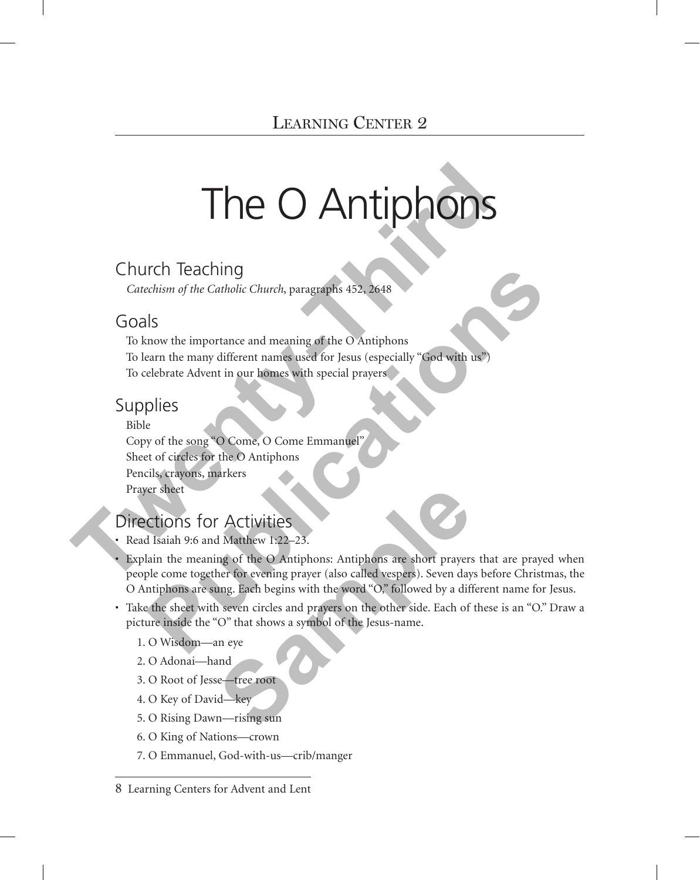# Learning Center 2

# The O Antiphons

## Church Teaching

*Catechism of the Catholic Church*, paragraphs 452, 2648

## Goals

To know the importance and meaning of the O Antiphons

To learn the many different names used for Jesus (especially "God with us")

To celebrate Advent in our homes with special prayers

## Supplies

Bible

Copy of the song "O Come, O Come Emmanuel"

Sheet of circles for the O Antiphons

Pencils, crayons, markers

Prayer sheet

## Directions for Activities

- Read Isaiah 9:6 and Matthew 1:22–23.
- Explain the meaning of the O Antiphons: Antiphons are short prayers that are prayed when people come together for evening prayer (also called vespers). Seven days before Christmas, the O Antiphons are sung. Each begins with the word "O," followed by a different name for Jesus.
- Take the sheet with seven circles and prayers on the other side. Each of these is an "O." Draw a picture inside the "O" that shows a symbol of the Jesus-name.
  1. O Wisdom—an eye
  2. O Adonai—hand
  3. O Root of Jesse—tree root
  4. O Key of David—key
  5. O Rising Dawn—rising sun
  6. O King of Nations—crown
  7. O Emmanuel, God-with-us—crib/manger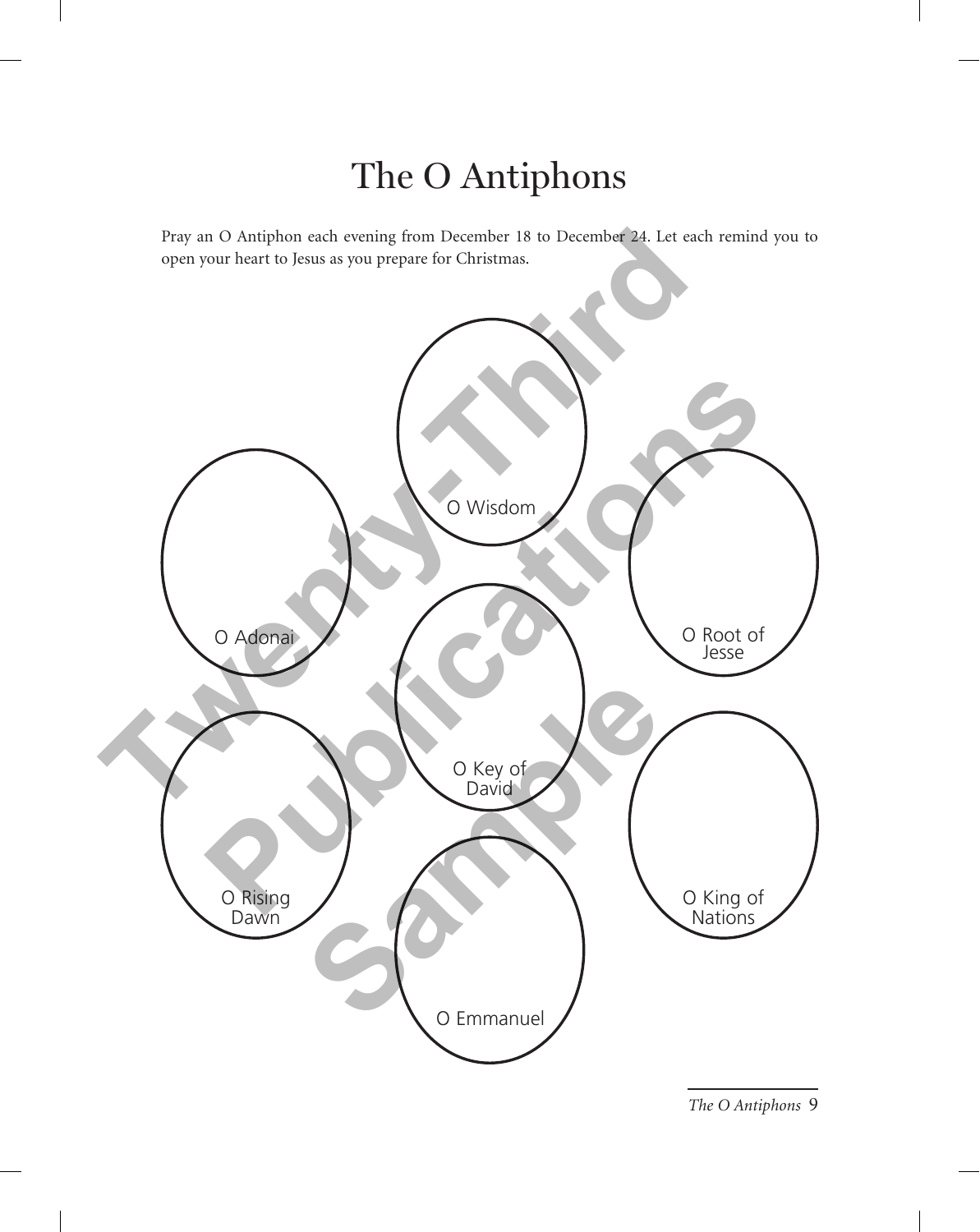# The O Antiphons

Pray an O Antiphon each evening from December 18 to December 24. Let each remind you to open your heart to Jesus as you prepare for Christmas.

O Wisdom

O Adonai

O Root of Jesse

O Key of David

O Rising Dawn

O King of Nations

O Emmanuel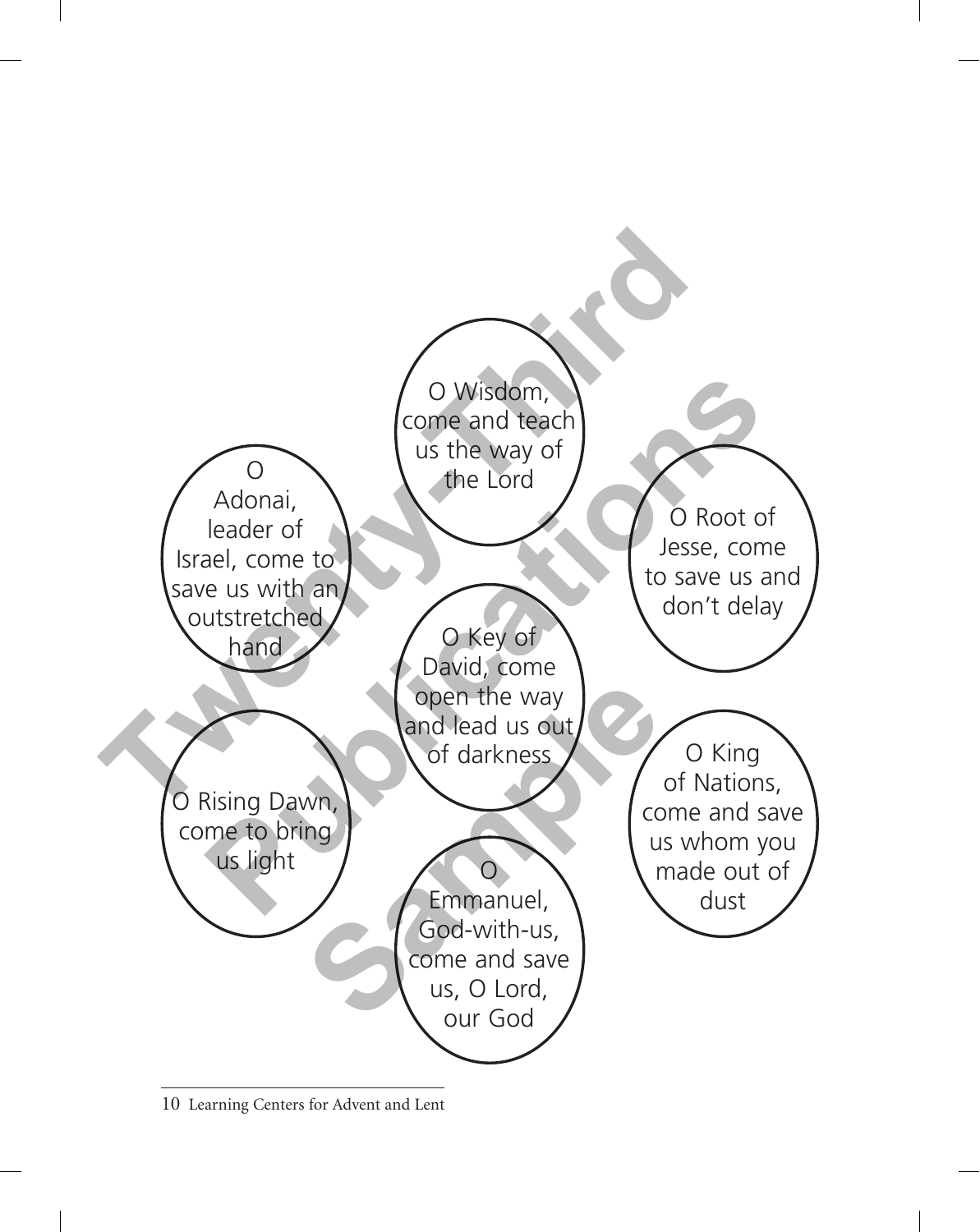O Wisdom, come and teach us the way of the Lord

O Adonai, leader of Israel, come to save us with an outstretched hand

O Root of Jesse, come to save us and don't delay

O Key of David, come open the way and lead us out of darkness

O Rising Dawn, come to bring us light

O King of Nations, come and save us whom you made out of dust

O Emmanuel, God-with-us, come and save us, O Lord, our God